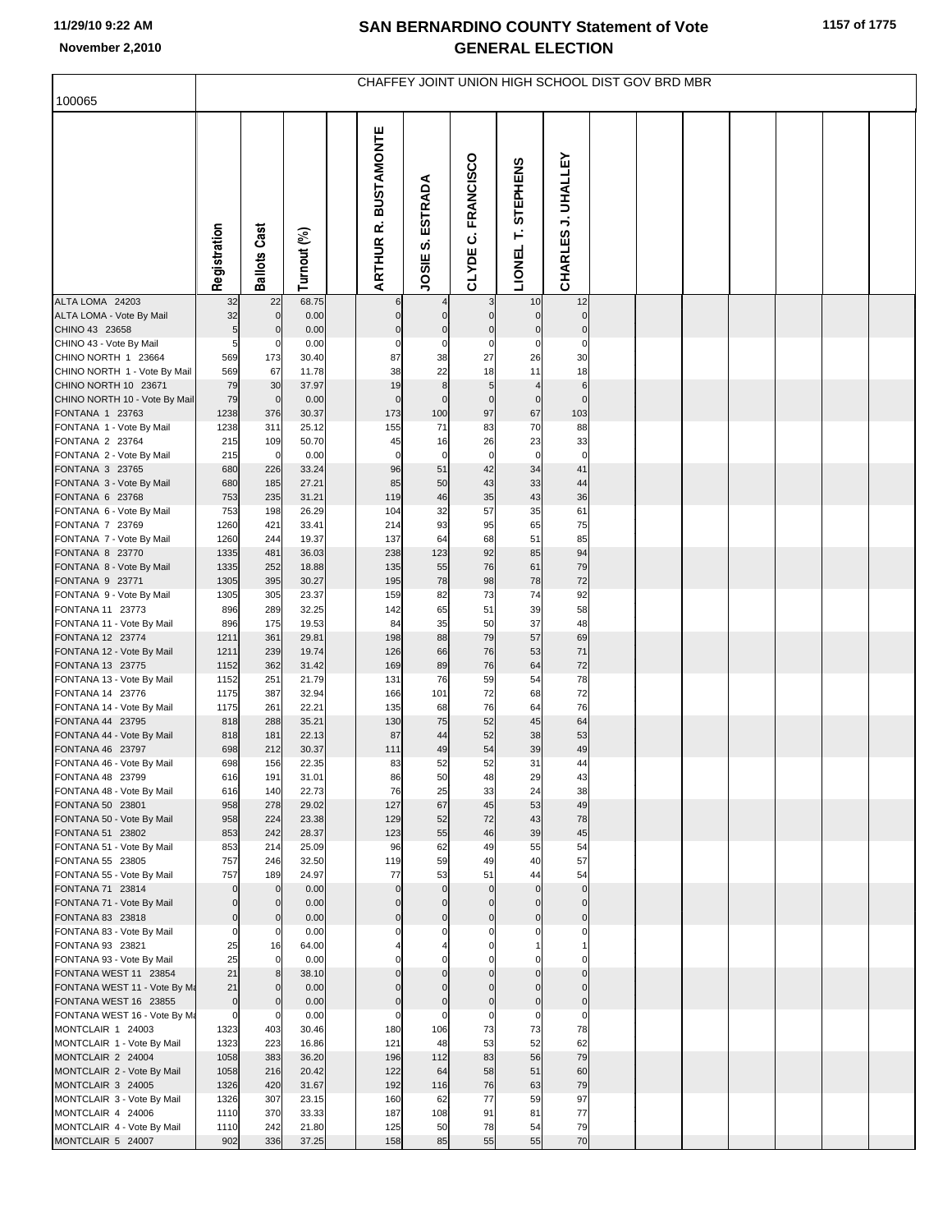# SAN BERNARDINO COUNTY Statement of Vote
## GENERAL ELECTION

11/29/10 9:22 AM
November 2,2010

100065

CHAFFEY JOINT UNION HIGH SCHOOL DIST GOV BRD MBR

| | Registration | Ballots Cast | Turnout (%) | ARTHUR R. BUSTAMONTE | JOSIE S. ESTRADA | CLYDE C. FRANCISCO | LIONEL T. STEPHENS | CHARLES J. UHALLEY |
|---|---|---|---|---|---|---|---|---|
| ALTA LOMA 24203 | 32 | 22 | 68.75 | 6 | 4 | 3 | 10 | 12 |
| ALTA LOMA - Vote By Mail | 32 | 0 | 0.00 | 0 | 0 | 0 | 0 | 0 |
| CHINO 43 23658 | 5 | 0 | 0.00 | 0 | 0 | 0 | 0 | 0 |
| CHINO 43 - Vote By Mail | 5 | 0 | 0.00 | 0 | 0 | 0 | 0 | 0 |
| CHINO NORTH 1 23664 | 569 | 173 | 30.40 | 87 | 38 | 27 | 26 | 30 |
| CHINO NORTH 1 - Vote By Mail | 569 | 67 | 11.78 | 38 | 22 | 18 | 11 | 18 |
| CHINO NORTH 10 23671 | 79 | 30 | 37.97 | 19 | 8 | 5 | 4 | 6 |
| CHINO NORTH 10 - Vote By Mail | 79 | 0 | 0.00 | 0 | 0 | 0 | 0 | 0 |
| FONTANA 1 23763 | 1238 | 376 | 30.37 | 173 | 100 | 97 | 67 | 103 |
| FONTANA 1 - Vote By Mail | 1238 | 311 | 25.12 | 155 | 71 | 83 | 70 | 88 |
| FONTANA 2 23764 | 215 | 109 | 50.70 | 45 | 16 | 26 | 23 | 33 |
| FONTANA 2 - Vote By Mail | 215 | 0 | 0.00 | 0 | 0 | 0 | 0 | 0 |
| FONTANA 3 23765 | 680 | 226 | 33.24 | 96 | 51 | 42 | 34 | 41 |
| FONTANA 3 - Vote By Mail | 680 | 185 | 27.21 | 85 | 50 | 43 | 33 | 44 |
| FONTANA 6 23768 | 753 | 235 | 31.21 | 119 | 46 | 35 | 43 | 36 |
| FONTANA 6 - Vote By Mail | 753 | 198 | 26.29 | 104 | 32 | 57 | 35 | 61 |
| FONTANA 7 23769 | 1260 | 421 | 33.41 | 214 | 93 | 95 | 65 | 75 |
| FONTANA 7 - Vote By Mail | 1260 | 244 | 19.37 | 137 | 64 | 68 | 51 | 85 |
| FONTANA 8 23770 | 1335 | 481 | 36.03 | 238 | 123 | 92 | 85 | 94 |
| FONTANA 8 - Vote By Mail | 1335 | 252 | 18.88 | 135 | 55 | 76 | 61 | 79 |
| FONTANA 9 23771 | 1305 | 395 | 30.27 | 195 | 78 | 98 | 78 | 72 |
| FONTANA 9 - Vote By Mail | 1305 | 305 | 23.37 | 159 | 82 | 73 | 74 | 92 |
| FONTANA 11 23773 | 896 | 289 | 32.25 | 142 | 65 | 51 | 39 | 58 |
| FONTANA 11 - Vote By Mail | 896 | 175 | 19.53 | 84 | 35 | 50 | 37 | 48 |
| FONTANA 12 23774 | 1211 | 361 | 29.81 | 198 | 88 | 79 | 57 | 69 |
| FONTANA 12 - Vote By Mail | 1211 | 239 | 19.74 | 126 | 66 | 76 | 53 | 71 |
| FONTANA 13 23775 | 1152 | 362 | 31.42 | 169 | 89 | 76 | 64 | 72 |
| FONTANA 13 - Vote By Mail | 1152 | 251 | 21.79 | 131 | 76 | 59 | 54 | 78 |
| FONTANA 14 23776 | 1175 | 387 | 32.94 | 166 | 101 | 72 | 68 | 72 |
| FONTANA 14 - Vote By Mail | 1175 | 261 | 22.21 | 135 | 68 | 76 | 64 | 76 |
| FONTANA 44 23795 | 818 | 288 | 35.21 | 130 | 75 | 52 | 45 | 64 |
| FONTANA 44 - Vote By Mail | 818 | 181 | 22.13 | 87 | 44 | 52 | 38 | 53 |
| FONTANA 46 23797 | 698 | 212 | 30.37 | 111 | 49 | 54 | 39 | 49 |
| FONTANA 46 - Vote By Mail | 698 | 156 | 22.35 | 83 | 52 | 52 | 31 | 44 |
| FONTANA 48 23799 | 616 | 191 | 31.01 | 86 | 50 | 48 | 29 | 43 |
| FONTANA 48 - Vote By Mail | 616 | 140 | 22.73 | 76 | 25 | 33 | 24 | 38 |
| FONTANA 50 23801 | 958 | 278 | 29.02 | 127 | 67 | 45 | 53 | 49 |
| FONTANA 50 - Vote By Mail | 958 | 224 | 23.38 | 129 | 52 | 72 | 43 | 78 |
| FONTANA 51 23802 | 853 | 242 | 28.37 | 123 | 55 | 46 | 39 | 45 |
| FONTANA 51 - Vote By Mail | 853 | 214 | 25.09 | 96 | 62 | 49 | 55 | 54 |
| FONTANA 55 23805 | 757 | 246 | 32.50 | 119 | 59 | 49 | 40 | 57 |
| FONTANA 55 - Vote By Mail | 757 | 189 | 24.97 | 77 | 53 | 51 | 44 | 54 |
| FONTANA 71 23814 | 0 | 0 | 0.00 | 0 | 0 | 0 | 0 | 0 |
| FONTANA 71 - Vote By Mail | 0 | 0 | 0.00 | 0 | 0 | 0 | 0 | 0 |
| FONTANA 83 23818 | 0 | 0 | 0.00 | 0 | 0 | 0 | 0 | 0 |
| FONTANA 83 - Vote By Mail | 0 | 0 | 0.00 | 0 | 0 | 0 | 0 | 0 |
| FONTANA 93 23821 | 25 | 16 | 64.00 | 4 | 4 | 0 | 1 | 1 |
| FONTANA 93 - Vote By Mail | 25 | 0 | 0.00 | 0 | 0 | 0 | 0 | 0 |
| FONTANA WEST 11 23854 | 21 | 8 | 38.10 | 0 | 0 | 0 | 0 | 0 |
| FONTANA WEST 11 - Vote By Ma | 21 | 0 | 0.00 | 0 | 0 | 0 | 0 | 0 |
| FONTANA WEST 16 23855 | 0 | 0 | 0.00 | 0 | 0 | 0 | 0 | 0 |
| FONTANA WEST 16 - Vote By Ma | 0 | 0 | 0.00 | 0 | 0 | 0 | 0 | 0 |
| MONTCLAIR 1 24003 | 1323 | 403 | 30.46 | 180 | 106 | 73 | 73 | 78 |
| MONTCLAIR 1 - Vote By Mail | 1323 | 223 | 16.86 | 121 | 48 | 53 | 52 | 62 |
| MONTCLAIR 2 24004 | 1058 | 383 | 36.20 | 196 | 112 | 83 | 56 | 79 |
| MONTCLAIR 2 - Vote By Mail | 1058 | 216 | 20.42 | 122 | 64 | 58 | 51 | 60 |
| MONTCLAIR 3 24005 | 1326 | 420 | 31.67 | 192 | 116 | 76 | 63 | 79 |
| MONTCLAIR 3 - Vote By Mail | 1326 | 307 | 23.15 | 160 | 62 | 77 | 59 | 97 |
| MONTCLAIR 4 24006 | 1110 | 370 | 33.33 | 187 | 108 | 91 | 81 | 77 |
| MONTCLAIR 4 - Vote By Mail | 1110 | 242 | 21.80 | 125 | 50 | 78 | 54 | 79 |
| MONTCLAIR 5 24007 | 902 | 336 | 37.25 | 158 | 85 | 55 | 55 | 70 |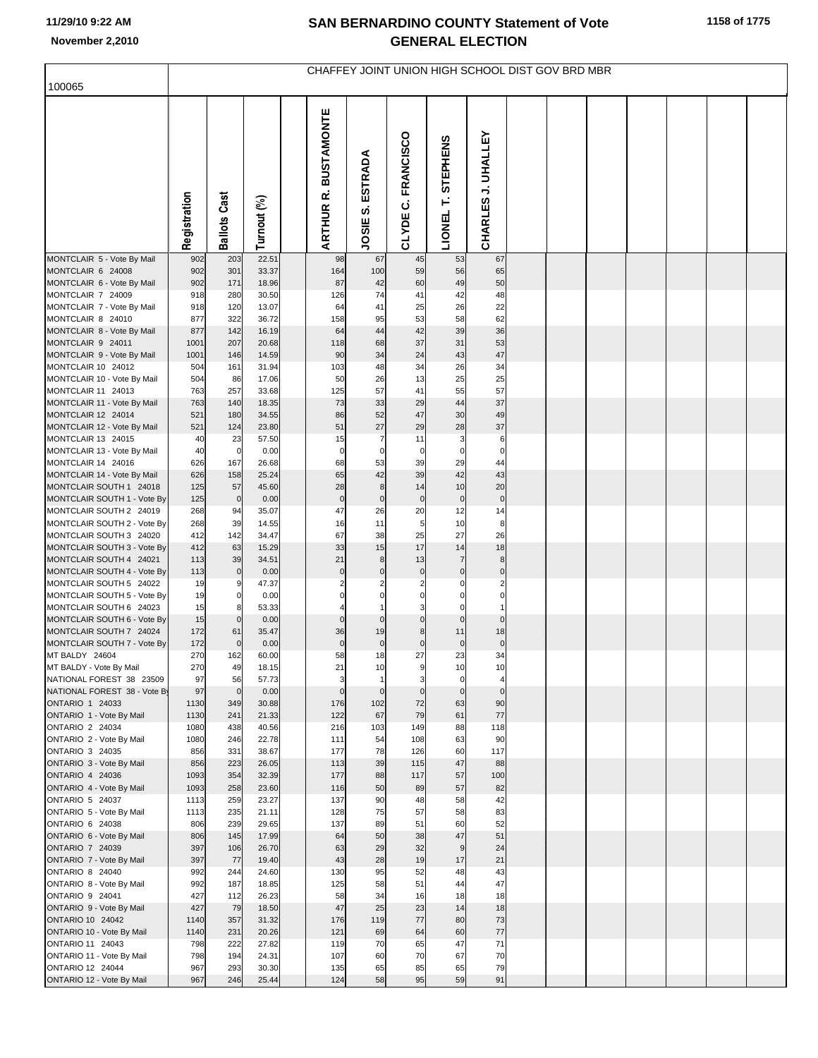# SAN BERNARDINO COUNTY Statement of Vote
## GENERAL ELECTION

11/29/10 9:22 AM
November 2,2010

100065

CHAFFEY JOINT UNION HIGH SCHOOL DIST GOV BRD MBR

| | Registration | Ballots Cast | Turnout (%) | ARTHUR R. BUSTAMONTE | JOSIE S. ESTRADA | CLYDE C. FRANCISCO | LIONEL T. STEPHENS | CHARLES J. UHALLEY |
|---|---|---|---|---|---|---|---|---|
| MONTCLAIR 5 - Vote By Mail | 902 | 203 | 22.51 | 98 | 67 | 45 | 53 | 67 |
| MONTCLAIR 6 24008 | 902 | 301 | 33.37 | 164 | 100 | 59 | 56 | 65 |
| MONTCLAIR 6 - Vote By Mail | 902 | 171 | 18.96 | 87 | 42 | 60 | 49 | 50 |
| MONTCLAIR 7 24009 | 918 | 280 | 30.50 | 126 | 74 | 41 | 42 | 48 |
| MONTCLAIR 7 - Vote By Mail | 918 | 120 | 13.07 | 64 | 41 | 25 | 26 | 22 |
| MONTCLAIR 8 24010 | 877 | 322 | 36.72 | 158 | 95 | 53 | 58 | 62 |
| MONTCLAIR 8 - Vote By Mail | 877 | 142 | 16.19 | 64 | 44 | 42 | 39 | 36 |
| MONTCLAIR 9 24011 | 1001 | 207 | 20.68 | 118 | 68 | 37 | 31 | 53 |
| MONTCLAIR 9 - Vote By Mail | 1001 | 146 | 14.59 | 90 | 34 | 24 | 43 | 47 |
| MONTCLAIR 10 24012 | 504 | 161 | 31.94 | 103 | 48 | 34 | 26 | 34 |
| MONTCLAIR 10 - Vote By Mail | 504 | 86 | 17.06 | 50 | 26 | 13 | 25 | 25 |
| MONTCLAIR 11 24013 | 763 | 257 | 33.68 | 125 | 57 | 41 | 55 | 57 |
| MONTCLAIR 11 - Vote By Mail | 763 | 140 | 18.35 | 73 | 33 | 29 | 44 | 37 |
| MONTCLAIR 12 24014 | 521 | 180 | 34.55 | 86 | 52 | 47 | 30 | 49 |
| MONTCLAIR 12 - Vote By Mail | 521 | 124 | 23.80 | 51 | 27 | 29 | 28 | 37 |
| MONTCLAIR 13 24015 | 40 | 23 | 57.50 | 15 | 7 | 11 | 3 | 6 |
| MONTCLAIR 13 - Vote By Mail | 40 | 0 | 0.00 | 0 | 0 | 0 | 0 | 0 |
| MONTCLAIR 14 24016 | 626 | 167 | 26.68 | 68 | 53 | 39 | 29 | 44 |
| MONTCLAIR 14 - Vote By Mail | 626 | 158 | 25.24 | 65 | 42 | 39 | 42 | 43 |
| MONTCLAIR SOUTH 1 24018 | 125 | 57 | 45.60 | 28 | 8 | 14 | 10 | 20 |
| MONTCLAIR SOUTH 1 - Vote By | 125 | 0 | 0.00 | 0 | 0 | 0 | 0 | 0 |
| MONTCLAIR SOUTH 2 24019 | 268 | 94 | 35.07 | 47 | 26 | 20 | 12 | 14 |
| MONTCLAIR SOUTH 2 - Vote By | 268 | 39 | 14.55 | 16 | 11 | 5 | 10 | 8 |
| MONTCLAIR SOUTH 3 24020 | 412 | 142 | 34.47 | 67 | 38 | 25 | 27 | 26 |
| MONTCLAIR SOUTH 3 - Vote By | 412 | 63 | 15.29 | 33 | 15 | 17 | 14 | 18 |
| MONTCLAIR SOUTH 4 24021 | 113 | 39 | 34.51 | 21 | 8 | 13 | 7 | 8 |
| MONTCLAIR SOUTH 4 - Vote By | 113 | 0 | 0.00 | 0 | 0 | 0 | 0 | 0 |
| MONTCLAIR SOUTH 5 24022 | 19 | 9 | 47.37 | 2 | 2 | 2 | 0 | 2 |
| MONTCLAIR SOUTH 5 - Vote By | 19 | 0 | 0.00 | 0 | 0 | 0 | 0 | 0 |
| MONTCLAIR SOUTH 6 24023 | 15 | 8 | 53.33 | 4 | 1 | 3 | 0 | 1 |
| MONTCLAIR SOUTH 6 - Vote By | 15 | 0 | 0.00 | 0 | 0 | 0 | 0 | 0 |
| MONTCLAIR SOUTH 7 24024 | 172 | 61 | 35.47 | 36 | 19 | 8 | 11 | 18 |
| MONTCLAIR SOUTH 7 - Vote By | 172 | 0 | 0.00 | 0 | 0 | 0 | 0 | 0 |
| MT BALDY 24604 | 270 | 162 | 60.00 | 58 | 18 | 27 | 23 | 34 |
| MT BALDY - Vote By Mail | 270 | 49 | 18.15 | 21 | 10 | 9 | 10 | 10 |
| NATIONAL FOREST 38 23509 | 97 | 56 | 57.73 | 3 | 1 | 3 | 0 | 4 |
| NATIONAL FOREST 38 - Vote By | 97 | 0 | 0.00 | 0 | 0 | 0 | 0 | 0 |
| ONTARIO 1 24033 | 1130 | 349 | 30.88 | 176 | 102 | 72 | 63 | 90 |
| ONTARIO 1 - Vote By Mail | 1130 | 241 | 21.33 | 122 | 67 | 79 | 61 | 77 |
| ONTARIO 2 24034 | 1080 | 438 | 40.56 | 216 | 103 | 149 | 88 | 118 |
| ONTARIO 2 - Vote By Mail | 1080 | 246 | 22.78 | 111 | 54 | 108 | 63 | 90 |
| ONTARIO 3 24035 | 856 | 331 | 38.67 | 177 | 78 | 126 | 60 | 117 |
| ONTARIO 3 - Vote By Mail | 856 | 223 | 26.05 | 113 | 39 | 115 | 47 | 88 |
| ONTARIO 4 24036 | 1093 | 354 | 32.39 | 177 | 88 | 117 | 57 | 100 |
| ONTARIO 4 - Vote By Mail | 1093 | 258 | 23.60 | 116 | 50 | 89 | 57 | 82 |
| ONTARIO 5 24037 | 1113 | 259 | 23.27 | 137 | 90 | 48 | 58 | 42 |
| ONTARIO 5 - Vote By Mail | 1113 | 235 | 21.11 | 128 | 75 | 57 | 58 | 83 |
| ONTARIO 6 24038 | 806 | 239 | 29.65 | 137 | 89 | 51 | 60 | 52 |
| ONTARIO 6 - Vote By Mail | 806 | 145 | 17.99 | 64 | 50 | 38 | 47 | 51 |
| ONTARIO 7 24039 | 397 | 106 | 26.70 | 63 | 29 | 32 | 9 | 24 |
| ONTARIO 7 - Vote By Mail | 397 | 77 | 19.40 | 43 | 28 | 19 | 17 | 21 |
| ONTARIO 8 24040 | 992 | 244 | 24.60 | 130 | 95 | 52 | 48 | 43 |
| ONTARIO 8 - Vote By Mail | 992 | 187 | 18.85 | 125 | 58 | 51 | 44 | 47 |
| ONTARIO 9 24041 | 427 | 112 | 26.23 | 58 | 34 | 16 | 18 | 18 |
| ONTARIO 9 - Vote By Mail | 427 | 79 | 18.50 | 47 | 25 | 23 | 14 | 18 |
| ONTARIO 10 24042 | 1140 | 357 | 31.32 | 176 | 119 | 77 | 80 | 73 |
| ONTARIO 10 - Vote By Mail | 1140 | 231 | 20.26 | 121 | 69 | 64 | 60 | 77 |
| ONTARIO 11 24043 | 798 | 222 | 27.82 | 119 | 70 | 65 | 47 | 71 |
| ONTARIO 11 - Vote By Mail | 798 | 194 | 24.31 | 107 | 60 | 70 | 67 | 70 |
| ONTARIO 12 24044 | 967 | 293 | 30.30 | 135 | 65 | 85 | 65 | 79 |
| ONTARIO 12 - Vote By Mail | 967 | 246 | 25.44 | 124 | 58 | 95 | 59 | 91 |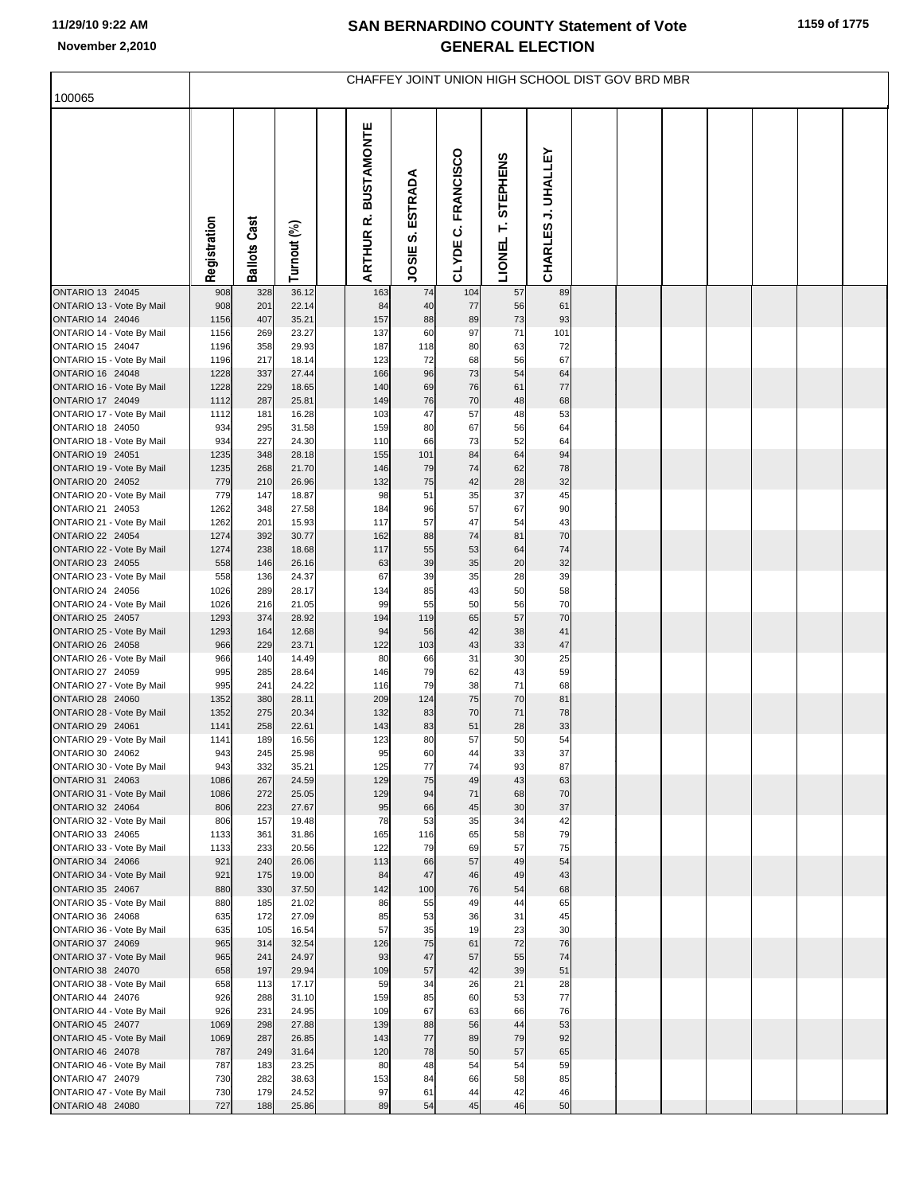# SAN BERNARDINO COUNTY Statement of Vote
# GENERAL ELECTION

11/29/10 9:22 AM
November 2,2010

100065

CHAFFEY JOINT UNION HIGH SCHOOL DIST GOV BRD MBR

| | Registration | Ballots Cast | Turnout (%) | ARTHUR R. BUSTAMONTE | JOSIE S. ESTRADA | CLYDE C. FRANCISCO | LIONEL T. STEPHENS | CHARLES J. UHALLEY |
|---|---|---|---|---|---|---|---|---|
| ONTARIO 13 24045 | 908 | 328 | 36.12 | 163 | 74 | 104 | 57 | 89 |
| ONTARIO 13 - Vote By Mail | 908 | 201 | 22.14 | 84 | 40 | 77 | 56 | 61 |
| ONTARIO 14 24046 | 1156 | 407 | 35.21 | 157 | 88 | 89 | 73 | 93 |
| ONTARIO 14 - Vote By Mail | 1156 | 269 | 23.27 | 137 | 60 | 97 | 71 | 101 |
| ONTARIO 15 24047 | 1196 | 358 | 29.93 | 187 | 118 | 80 | 63 | 72 |
| ONTARIO 15 - Vote By Mail | 1196 | 217 | 18.14 | 123 | 72 | 68 | 56 | 67 |
| ONTARIO 16 24048 | 1228 | 337 | 27.44 | 166 | 96 | 73 | 54 | 64 |
| ONTARIO 16 - Vote By Mail | 1228 | 229 | 18.65 | 140 | 69 | 76 | 61 | 77 |
| ONTARIO 17 24049 | 1112 | 287 | 25.81 | 149 | 76 | 70 | 48 | 68 |
| ONTARIO 17 - Vote By Mail | 1112 | 181 | 16.28 | 103 | 47 | 57 | 48 | 53 |
| ONTARIO 18 24050 | 934 | 295 | 31.58 | 159 | 80 | 67 | 56 | 64 |
| ONTARIO 18 - Vote By Mail | 934 | 227 | 24.30 | 110 | 66 | 73 | 52 | 64 |
| ONTARIO 19 24051 | 1235 | 348 | 28.18 | 155 | 101 | 84 | 64 | 94 |
| ONTARIO 19 - Vote By Mail | 1235 | 268 | 21.70 | 146 | 79 | 74 | 62 | 78 |
| ONTARIO 20 24052 | 779 | 210 | 26.96 | 132 | 75 | 42 | 28 | 32 |
| ONTARIO 20 - Vote By Mail | 779 | 147 | 18.87 | 98 | 51 | 35 | 37 | 45 |
| ONTARIO 21 24053 | 1262 | 348 | 27.58 | 184 | 96 | 57 | 67 | 90 |
| ONTARIO 21 - Vote By Mail | 1262 | 201 | 15.93 | 117 | 57 | 47 | 54 | 43 |
| ONTARIO 22 24054 | 1274 | 392 | 30.77 | 162 | 88 | 74 | 81 | 70 |
| ONTARIO 22 - Vote By Mail | 1274 | 238 | 18.68 | 117 | 55 | 53 | 64 | 74 |
| ONTARIO 23 24055 | 558 | 146 | 26.16 | 63 | 39 | 35 | 20 | 32 |
| ONTARIO 23 - Vote By Mail | 558 | 136 | 24.37 | 67 | 39 | 35 | 28 | 39 |
| ONTARIO 24 24056 | 1026 | 289 | 28.17 | 134 | 85 | 43 | 50 | 58 |
| ONTARIO 24 - Vote By Mail | 1026 | 216 | 21.05 | 99 | 55 | 50 | 56 | 70 |
| ONTARIO 25 24057 | 1293 | 374 | 28.92 | 194 | 119 | 65 | 57 | 70 |
| ONTARIO 25 - Vote By Mail | 1293 | 164 | 12.68 | 94 | 56 | 42 | 38 | 41 |
| ONTARIO 26 24058 | 966 | 229 | 23.71 | 122 | 103 | 43 | 33 | 47 |
| ONTARIO 26 - Vote By Mail | 966 | 140 | 14.49 | 80 | 66 | 31 | 30 | 25 |
| ONTARIO 27 24059 | 995 | 285 | 28.64 | 146 | 79 | 62 | 43 | 59 |
| ONTARIO 27 - Vote By Mail | 995 | 241 | 24.22 | 116 | 79 | 38 | 71 | 68 |
| ONTARIO 28 24060 | 1352 | 380 | 28.11 | 209 | 124 | 75 | 70 | 81 |
| ONTARIO 28 - Vote By Mail | 1352 | 275 | 20.34 | 132 | 83 | 70 | 71 | 78 |
| ONTARIO 29 24061 | 1141 | 258 | 22.61 | 143 | 83 | 51 | 28 | 33 |
| ONTARIO 29 - Vote By Mail | 1141 | 189 | 16.56 | 123 | 80 | 57 | 50 | 54 |
| ONTARIO 30 24062 | 943 | 245 | 25.98 | 95 | 60 | 44 | 33 | 37 |
| ONTARIO 30 - Vote By Mail | 943 | 332 | 35.21 | 125 | 77 | 74 | 93 | 87 |
| ONTARIO 31 24063 | 1086 | 267 | 24.59 | 129 | 75 | 49 | 43 | 63 |
| ONTARIO 31 - Vote By Mail | 1086 | 272 | 25.05 | 129 | 94 | 71 | 68 | 70 |
| ONTARIO 32 24064 | 806 | 223 | 27.67 | 95 | 66 | 45 | 30 | 37 |
| ONTARIO 32 - Vote By Mail | 806 | 157 | 19.48 | 78 | 53 | 35 | 34 | 42 |
| ONTARIO 33 24065 | 1133 | 361 | 31.86 | 165 | 116 | 65 | 58 | 79 |
| ONTARIO 33 - Vote By Mail | 1133 | 233 | 20.56 | 122 | 79 | 69 | 57 | 75 |
| ONTARIO 34 24066 | 921 | 240 | 26.06 | 113 | 66 | 57 | 49 | 54 |
| ONTARIO 34 - Vote By Mail | 921 | 175 | 19.00 | 84 | 47 | 46 | 49 | 43 |
| ONTARIO 35 24067 | 880 | 330 | 37.50 | 142 | 100 | 76 | 54 | 68 |
| ONTARIO 35 - Vote By Mail | 880 | 185 | 21.02 | 86 | 55 | 49 | 44 | 65 |
| ONTARIO 36 24068 | 635 | 172 | 27.09 | 85 | 53 | 36 | 31 | 45 |
| ONTARIO 36 - Vote By Mail | 635 | 105 | 16.54 | 57 | 35 | 19 | 23 | 30 |
| ONTARIO 37 24069 | 965 | 314 | 32.54 | 126 | 75 | 61 | 72 | 76 |
| ONTARIO 37 - Vote By Mail | 965 | 241 | 24.97 | 93 | 47 | 57 | 55 | 74 |
| ONTARIO 38 24070 | 658 | 197 | 29.94 | 109 | 57 | 42 | 39 | 51 |
| ONTARIO 38 - Vote By Mail | 658 | 113 | 17.17 | 59 | 34 | 26 | 21 | 28 |
| ONTARIO 44 24076 | 926 | 288 | 31.10 | 159 | 85 | 60 | 53 | 77 |
| ONTARIO 44 - Vote By Mail | 926 | 231 | 24.95 | 109 | 67 | 63 | 66 | 76 |
| ONTARIO 45 24077 | 1069 | 298 | 27.88 | 139 | 88 | 56 | 44 | 53 |
| ONTARIO 45 - Vote By Mail | 1069 | 287 | 26.85 | 143 | 77 | 89 | 79 | 92 |
| ONTARIO 46 24078 | 787 | 249 | 31.64 | 120 | 78 | 50 | 57 | 65 |
| ONTARIO 46 - Vote By Mail | 787 | 183 | 23.25 | 80 | 48 | 54 | 54 | 59 |
| ONTARIO 47 24079 | 730 | 282 | 38.63 | 153 | 84 | 66 | 58 | 85 |
| ONTARIO 47 - Vote By Mail | 730 | 179 | 24.52 | 97 | 61 | 44 | 42 | 46 |
| ONTARIO 48 24080 | 727 | 188 | 25.86 | 89 | 54 | 45 | 46 | 50 |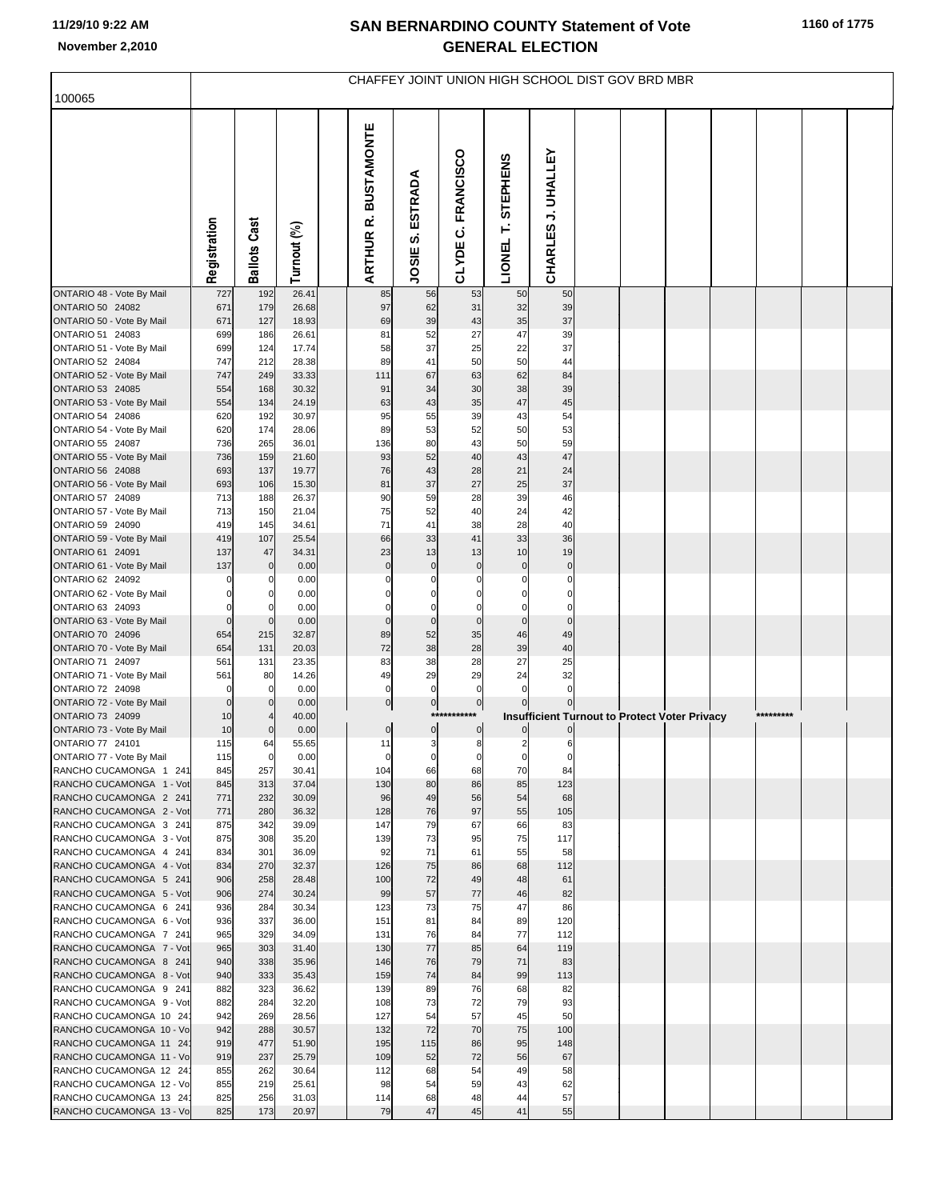# SAN BERNARDINO COUNTY Statement of Vote
## GENERAL ELECTION

November 2,2010

100065

CHAFFEY JOINT UNION HIGH SCHOOL DIST GOV BRD MBR

| | Registration | Ballots Cast | Turnout (%) | ARTHUR R. BUSTAMONTE | JOSIE S. ESTRADA | CLYDE C. FRANCISCO | LIONEL T. STEPHENS | CHARLES J. UHALLEY |
|---|---|---|---|---|---|---|---|---|
| ONTARIO 48 - Vote By Mail | 727 | 192 | 26.41 | 85 | 56 | 53 | 50 | 50 |
| ONTARIO 50 24082 | 671 | 179 | 26.68 | 97 | 62 | 31 | 32 | 39 |
| ONTARIO 50 - Vote By Mail | 671 | 127 | 18.93 | 69 | 39 | 43 | 35 | 37 |
| ONTARIO 51 24083 | 699 | 186 | 26.61 | 81 | 52 | 27 | 47 | 39 |
| ONTARIO 51 - Vote By Mail | 699 | 124 | 17.74 | 58 | 37 | 25 | 22 | 37 |
| ONTARIO 52 24084 | 747 | 212 | 28.38 | 89 | 41 | 50 | 50 | 44 |
| ONTARIO 52 - Vote By Mail | 747 | 249 | 33.33 | 111 | 67 | 63 | 62 | 84 |
| ONTARIO 53 24085 | 554 | 168 | 30.32 | 91 | 34 | 30 | 38 | 39 |
| ONTARIO 53 - Vote By Mail | 554 | 134 | 24.19 | 63 | 43 | 35 | 47 | 45 |
| ONTARIO 54 24086 | 620 | 192 | 30.97 | 95 | 55 | 39 | 43 | 54 |
| ONTARIO 54 - Vote By Mail | 620 | 174 | 28.06 | 89 | 53 | 52 | 50 | 53 |
| ONTARIO 55 24087 | 736 | 265 | 36.01 | 136 | 80 | 43 | 50 | 59 |
| ONTARIO 55 - Vote By Mail | 736 | 159 | 21.60 | 93 | 52 | 40 | 43 | 47 |
| ONTARIO 56 24088 | 693 | 137 | 19.77 | 76 | 43 | 28 | 21 | 24 |
| ONTARIO 56 - Vote By Mail | 693 | 106 | 15.30 | 81 | 37 | 27 | 25 | 37 |
| ONTARIO 57 24089 | 713 | 188 | 26.37 | 90 | 59 | 28 | 39 | 46 |
| ONTARIO 57 - Vote By Mail | 713 | 150 | 21.04 | 75 | 52 | 40 | 24 | 42 |
| ONTARIO 59 24090 | 419 | 145 | 34.61 | 71 | 41 | 38 | 28 | 40 |
| ONTARIO 59 - Vote By Mail | 419 | 107 | 25.54 | 66 | 33 | 41 | 33 | 36 |
| ONTARIO 61 24091 | 137 | 47 | 34.31 | 23 | 13 | 13 | 10 | 19 |
| ONTARIO 61 - Vote By Mail | 137 | 0 | 0.00 | 0 | 0 | 0 | 0 | 0 |
| ONTARIO 62 24092 | 0 | 0 | 0.00 | 0 | 0 | 0 | 0 | 0 |
| ONTARIO 62 - Vote By Mail | 0 | 0 | 0.00 | 0 | 0 | 0 | 0 | 0 |
| ONTARIO 63 24093 | 0 | 0 | 0.00 | 0 | 0 | 0 | 0 | 0 |
| ONTARIO 63 - Vote By Mail | 0 | 0 | 0.00 | 0 | 0 | 0 | 0 | 0 |
| ONTARIO 70 24096 | 654 | 215 | 32.87 | 89 | 52 | 35 | 46 | 49 |
| ONTARIO 70 - Vote By Mail | 654 | 131 | 20.03 | 72 | 38 | 28 | 39 | 40 |
| ONTARIO 71 24097 | 561 | 131 | 23.35 | 83 | 38 | 28 | 27 | 25 |
| ONTARIO 71 - Vote By Mail | 561 | 80 | 14.26 | 49 | 29 | 29 | 24 | 32 |
| ONTARIO 72 24098 | 0 | 0 | 0.00 | 0 | 0 | 0 | 0 | 0 |
| ONTARIO 72 - Vote By Mail | 0 | 0 | 0.00 | 0 | 0 | 0 | 0 | 0 |
| ONTARIO 73 24099 | 10 | 4 | 40.00 | *********** Insufficient Turnout to Protect Voter Privacy ********* | | | | |
| ONTARIO 73 - Vote By Mail | 10 | 0 | 0.00 | 0 | 0 | 0 | 0 | 0 |
| ONTARIO 77 24101 | 115 | 64 | 55.65 | 11 | 3 | 8 | 2 | 6 |
| ONTARIO 77 - Vote By Mail | 115 | 0 | 0.00 | 0 | 0 | 0 | 0 | 0 |
| RANCHO CUCAMONGA 1 241 | 845 | 257 | 30.41 | 104 | 66 | 68 | 70 | 84 |
| RANCHO CUCAMONGA 1 - Vot | 845 | 313 | 37.04 | 130 | 80 | 86 | 85 | 123 |
| RANCHO CUCAMONGA 2 241 | 771 | 232 | 30.09 | 96 | 49 | 56 | 54 | 68 |
| RANCHO CUCAMONGA 2 - Vot | 771 | 280 | 36.32 | 128 | 76 | 97 | 55 | 105 |
| RANCHO CUCAMONGA 3 241 | 875 | 342 | 39.09 | 147 | 79 | 67 | 66 | 83 |
| RANCHO CUCAMONGA 3 - Vot | 875 | 308 | 35.20 | 139 | 73 | 95 | 75 | 117 |
| RANCHO CUCAMONGA 4 241 | 834 | 301 | 36.09 | 92 | 71 | 61 | 55 | 58 |
| RANCHO CUCAMONGA 4 - Vot | 834 | 270 | 32.37 | 126 | 75 | 86 | 68 | 112 |
| RANCHO CUCAMONGA 5 241 | 906 | 258 | 28.48 | 100 | 72 | 49 | 48 | 61 |
| RANCHO CUCAMONGA 5 - Vot | 906 | 274 | 30.24 | 99 | 57 | 77 | 46 | 82 |
| RANCHO CUCAMONGA 6 241 | 936 | 284 | 30.34 | 123 | 73 | 75 | 47 | 86 |
| RANCHO CUCAMONGA 6 - Vot | 936 | 337 | 36.00 | 151 | 81 | 84 | 89 | 120 |
| RANCHO CUCAMONGA 7 241 | 965 | 329 | 34.09 | 131 | 76 | 84 | 77 | 112 |
| RANCHO CUCAMONGA 7 - Vot | 965 | 303 | 31.40 | 130 | 77 | 85 | 64 | 119 |
| RANCHO CUCAMONGA 8 241 | 940 | 338 | 35.96 | 146 | 76 | 79 | 71 | 83 |
| RANCHO CUCAMONGA 8 - Vot | 940 | 333 | 35.43 | 159 | 74 | 84 | 99 | 113 |
| RANCHO CUCAMONGA 9 241 | 882 | 323 | 36.62 | 139 | 89 | 76 | 68 | 82 |
| RANCHO CUCAMONGA 9 - Vot | 882 | 284 | 32.20 | 108 | 73 | 72 | 79 | 93 |
| RANCHO CUCAMONGA 10 24 | 942 | 269 | 28.56 | 127 | 54 | 57 | 45 | 50 |
| RANCHO CUCAMONGA 10 - Vo | 942 | 288 | 30.57 | 132 | 72 | 70 | 75 | 100 |
| RANCHO CUCAMONGA 11 24 | 919 | 477 | 51.90 | 195 | 115 | 86 | 95 | 148 |
| RANCHO CUCAMONGA 11 - Vo | 919 | 237 | 25.79 | 109 | 52 | 72 | 56 | 67 |
| RANCHO CUCAMONGA 12 24 | 855 | 262 | 30.64 | 112 | 68 | 54 | 49 | 58 |
| RANCHO CUCAMONGA 12 - Vo | 855 | 219 | 25.61 | 98 | 54 | 59 | 43 | 62 |
| RANCHO CUCAMONGA 13 24 | 825 | 256 | 31.03 | 114 | 68 | 48 | 44 | 57 |
| RANCHO CUCAMONGA 13 - Vo | 825 | 173 | 20.97 | 79 | 47 | 45 | 41 | 55 |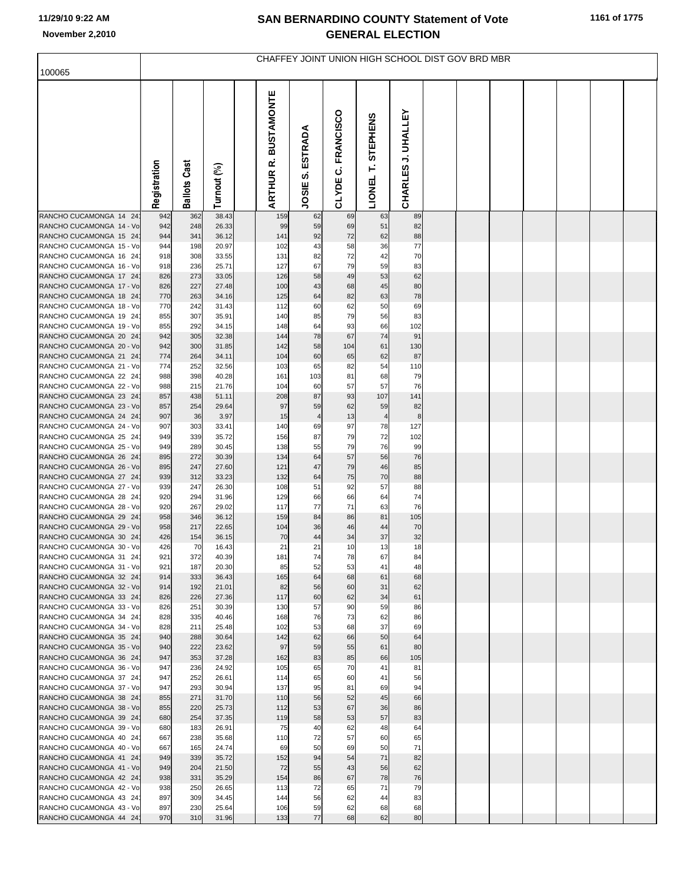# SAN BERNARDINO COUNTY Statement of Vote
## GENERAL ELECTION

11/29/10 9:22 AM
November 2,2010

100065

CHAFFEY JOINT UNION HIGH SCHOOL DIST GOV BRD MBR

| | Registration | Ballots Cast | Turnout (%) | | ARTHUR R. BUSTAMONTE | JOSIE S. ESTRADA | CLYDE C. FRANCISCO | LIONEL T. STEPHENS | CHARLES J. UHALLEY |
|---|---|---|---|---|---|---|---|---|---|
| RANCHO CUCAMONGA 14 24 | 942 | 362 | 38.43 | | 159 | 62 | 69 | 63 | 89 |
| RANCHO CUCAMONGA 14 - Vo | 942 | 248 | 26.33 | | 99 | 59 | 69 | 51 | 82 |
| RANCHO CUCAMONGA 15 24 | 944 | 341 | 36.12 | | 141 | 92 | 72 | 62 | 88 |
| RANCHO CUCAMONGA 15 - Vo | 944 | 198 | 20.97 | | 102 | 43 | 58 | 36 | 77 |
| RANCHO CUCAMONGA 16 24 | 918 | 308 | 33.55 | | 131 | 82 | 72 | 42 | 70 |
| RANCHO CUCAMONGA 16 - Vo | 918 | 236 | 25.71 | | 127 | 67 | 79 | 59 | 83 |
| RANCHO CUCAMONGA 17 24 | 826 | 273 | 33.05 | | 126 | 58 | 49 | 53 | 62 |
| RANCHO CUCAMONGA 17 - Vo | 826 | 227 | 27.48 | | 100 | 43 | 68 | 45 | 80 |
| RANCHO CUCAMONGA 18 24 | 770 | 263 | 34.16 | | 125 | 64 | 82 | 63 | 78 |
| RANCHO CUCAMONGA 18 - Vo | 770 | 242 | 31.43 | | 112 | 60 | 62 | 50 | 69 |
| RANCHO CUCAMONGA 19 24 | 855 | 307 | 35.91 | | 140 | 85 | 79 | 56 | 83 |
| RANCHO CUCAMONGA 19 - Vo | 855 | 292 | 34.15 | | 148 | 64 | 93 | 66 | 102 |
| RANCHO CUCAMONGA 20 24 | 942 | 305 | 32.38 | | 144 | 78 | 67 | 74 | 91 |
| RANCHO CUCAMONGA 20 - Vo | 942 | 300 | 31.85 | | 142 | 58 | 104 | 61 | 130 |
| RANCHO CUCAMONGA 21 24 | 774 | 264 | 34.11 | | 104 | 60 | 65 | 62 | 87 |
| RANCHO CUCAMONGA 21 - Vo | 774 | 252 | 32.56 | | 103 | 65 | 82 | 54 | 110 |
| RANCHO CUCAMONGA 22 24 | 988 | 398 | 40.28 | | 161 | 103 | 81 | 68 | 79 |
| RANCHO CUCAMONGA 22 - Vo | 988 | 215 | 21.76 | | 104 | 60 | 57 | 57 | 76 |
| RANCHO CUCAMONGA 23 24 | 857 | 438 | 51.11 | | 208 | 87 | 93 | 107 | 141 |
| RANCHO CUCAMONGA 23 - Vo | 857 | 254 | 29.64 | | 97 | 59 | 62 | 59 | 82 |
| RANCHO CUCAMONGA 24 24 | 907 | 36 | 3.97 | | 15 | 4 | 13 | 4 | 8 |
| RANCHO CUCAMONGA 24 - Vo | 907 | 303 | 33.41 | | 140 | 69 | 97 | 78 | 127 |
| RANCHO CUCAMONGA 25 24 | 949 | 339 | 35.72 | | 156 | 87 | 79 | 72 | 102 |
| RANCHO CUCAMONGA 25 - Vo | 949 | 289 | 30.45 | | 138 | 55 | 79 | 76 | 99 |
| RANCHO CUCAMONGA 26 24 | 895 | 272 | 30.39 | | 134 | 64 | 57 | 56 | 76 |
| RANCHO CUCAMONGA 26 - Vo | 895 | 247 | 27.60 | | 121 | 47 | 79 | 46 | 85 |
| RANCHO CUCAMONGA 27 24 | 939 | 312 | 33.23 | | 132 | 64 | 75 | 70 | 88 |
| RANCHO CUCAMONGA 27 - Vo | 939 | 247 | 26.30 | | 108 | 51 | 92 | 57 | 88 |
| RANCHO CUCAMONGA 28 24 | 920 | 294 | 31.96 | | 129 | 66 | 66 | 64 | 74 |
| RANCHO CUCAMONGA 28 - Vo | 920 | 267 | 29.02 | | 117 | 77 | 71 | 63 | 76 |
| RANCHO CUCAMONGA 29 24 | 958 | 346 | 36.12 | | 159 | 84 | 86 | 81 | 105 |
| RANCHO CUCAMONGA 29 - Vo | 958 | 217 | 22.65 | | 104 | 36 | 46 | 44 | 70 |
| RANCHO CUCAMONGA 30 24 | 426 | 154 | 36.15 | | 70 | 44 | 34 | 37 | 32 |
| RANCHO CUCAMONGA 30 - Vo | 426 | 70 | 16.43 | | 21 | 21 | 10 | 13 | 18 |
| RANCHO CUCAMONGA 31 24 | 921 | 372 | 40.39 | | 181 | 74 | 78 | 67 | 84 |
| RANCHO CUCAMONGA 31 - Vo | 921 | 187 | 20.30 | | 85 | 52 | 53 | 41 | 48 |
| RANCHO CUCAMONGA 32 24 | 914 | 333 | 36.43 | | 165 | 64 | 68 | 61 | 68 |
| RANCHO CUCAMONGA 32 - Vo | 914 | 192 | 21.01 | | 82 | 56 | 60 | 31 | 62 |
| RANCHO CUCAMONGA 33 24 | 826 | 226 | 27.36 | | 117 | 60 | 62 | 34 | 61 |
| RANCHO CUCAMONGA 33 - Vo | 826 | 251 | 30.39 | | 130 | 57 | 90 | 59 | 86 |
| RANCHO CUCAMONGA 34 24 | 828 | 335 | 40.46 | | 168 | 76 | 73 | 62 | 86 |
| RANCHO CUCAMONGA 34 - Vo | 828 | 211 | 25.48 | | 102 | 53 | 68 | 37 | 69 |
| RANCHO CUCAMONGA 35 24 | 940 | 288 | 30.64 | | 142 | 62 | 66 | 50 | 64 |
| RANCHO CUCAMONGA 35 - Vo | 940 | 222 | 23.62 | | 97 | 59 | 55 | 61 | 80 |
| RANCHO CUCAMONGA 36 24 | 947 | 353 | 37.28 | | 162 | 83 | 85 | 66 | 105 |
| RANCHO CUCAMONGA 36 - Vo | 947 | 236 | 24.92 | | 105 | 65 | 70 | 41 | 81 |
| RANCHO CUCAMONGA 37 24 | 947 | 252 | 26.61 | | 114 | 65 | 60 | 41 | 56 |
| RANCHO CUCAMONGA 37 - Vo | 947 | 293 | 30.94 | | 137 | 95 | 81 | 69 | 94 |
| RANCHO CUCAMONGA 38 24 | 855 | 271 | 31.70 | | 110 | 56 | 52 | 45 | 66 |
| RANCHO CUCAMONGA 38 - Vo | 855 | 220 | 25.73 | | 112 | 53 | 67 | 36 | 86 |
| RANCHO CUCAMONGA 39 24 | 680 | 254 | 37.35 | | 119 | 58 | 53 | 57 | 83 |
| RANCHO CUCAMONGA 39 - Vo | 680 | 183 | 26.91 | | 75 | 40 | 62 | 48 | 64 |
| RANCHO CUCAMONGA 40 24 | 667 | 238 | 35.68 | | 110 | 72 | 57 | 60 | 65 |
| RANCHO CUCAMONGA 40 - Vo | 667 | 165 | 24.74 | | 69 | 50 | 69 | 50 | 71 |
| RANCHO CUCAMONGA 41 24 | 949 | 339 | 35.72 | | 152 | 94 | 54 | 71 | 82 |
| RANCHO CUCAMONGA 41 - Vo | 949 | 204 | 21.50 | | 72 | 55 | 43 | 56 | 62 |
| RANCHO CUCAMONGA 42 24 | 938 | 331 | 35.29 | | 154 | 86 | 67 | 78 | 76 |
| RANCHO CUCAMONGA 42 - Vo | 938 | 250 | 26.65 | | 113 | 72 | 65 | 71 | 79 |
| RANCHO CUCAMONGA 43 24 | 897 | 309 | 34.45 | | 144 | 56 | 62 | 44 | 83 |
| RANCHO CUCAMONGA 43 - Vo | 897 | 230 | 25.64 | | 106 | 59 | 62 | 68 | 68 |
| RANCHO CUCAMONGA 44 24 | 970 | 310 | 31.96 | | 133 | 77 | 68 | 62 | 80 |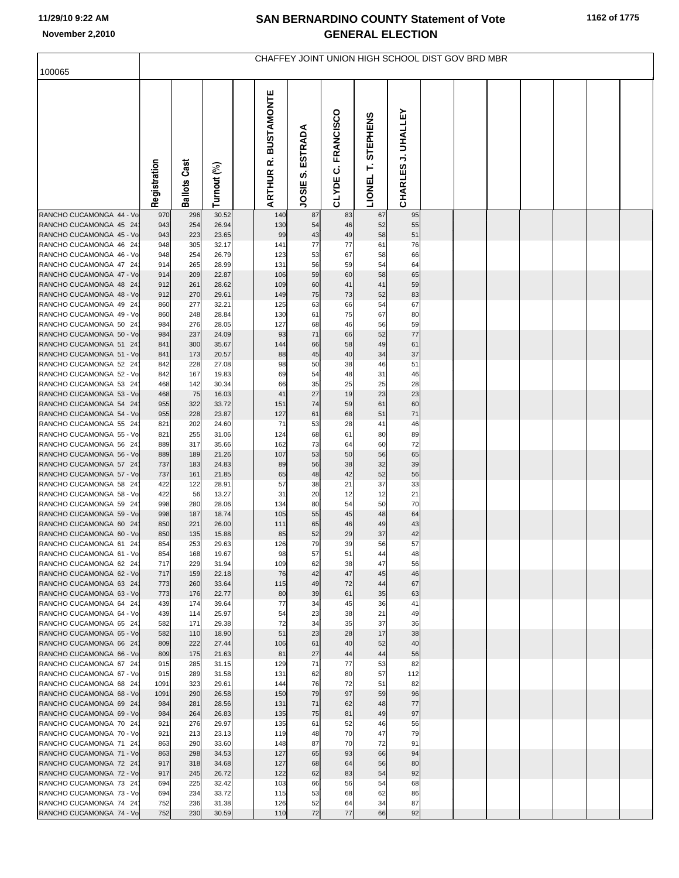# SAN BERNARDINO COUNTY Statement of Vote
## GENERAL ELECTION

11/29/10 9:22 AM
November 2,2010

100065

CHAFFEY JOINT UNION HIGH SCHOOL DIST GOV BRD MBR

| | Registration | Ballots Cast | Turnout (%) | | ARTHUR R. BUSTAMONTE | JOSIE S. ESTRADA | CLYDE C. FRANCISCO | LIONEL T. STEPHENS | CHARLES J. UHALLEY |
|---|---|---|---|---|---|---|---|---|---|
| RANCHO CUCAMONGA 44 - Vo | 970 | 296 | 30.52 | | 140 | 87 | 83 | 67 | 95 |
| RANCHO CUCAMONGA 45 24 | 943 | 254 | 26.94 | | 130 | 54 | 46 | 52 | 55 |
| RANCHO CUCAMONGA 45 - Vo | 943 | 223 | 23.65 | | 99 | 43 | 49 | 58 | 51 |
| RANCHO CUCAMONGA 46 24 | 948 | 305 | 32.17 | | 141 | 77 | 77 | 61 | 76 |
| RANCHO CUCAMONGA 46 - Vo | 948 | 254 | 26.79 | | 123 | 53 | 67 | 58 | 66 |
| RANCHO CUCAMONGA 47 24 | 914 | 265 | 28.99 | | 131 | 56 | 59 | 54 | 64 |
| RANCHO CUCAMONGA 47 - Vo | 914 | 209 | 22.87 | | 106 | 59 | 60 | 58 | 65 |
| RANCHO CUCAMONGA 48 24 | 912 | 261 | 28.62 | | 109 | 60 | 41 | 41 | 59 |
| RANCHO CUCAMONGA 48 - Vo | 912 | 270 | 29.61 | | 149 | 75 | 73 | 52 | 83 |
| RANCHO CUCAMONGA 49 24 | 860 | 277 | 32.21 | | 125 | 63 | 66 | 54 | 67 |
| RANCHO CUCAMONGA 49 - Vo | 860 | 248 | 28.84 | | 130 | 61 | 75 | 67 | 80 |
| RANCHO CUCAMONGA 50 24 | 984 | 276 | 28.05 | | 127 | 68 | 46 | 56 | 59 |
| RANCHO CUCAMONGA 50 - Vo | 984 | 237 | 24.09 | | 93 | 71 | 66 | 52 | 77 |
| RANCHO CUCAMONGA 51 24 | 841 | 300 | 35.67 | | 144 | 66 | 58 | 49 | 61 |
| RANCHO CUCAMONGA 51 - Vo | 841 | 173 | 20.57 | | 88 | 45 | 40 | 34 | 37 |
| RANCHO CUCAMONGA 52 24 | 842 | 228 | 27.08 | | 98 | 50 | 38 | 46 | 51 |
| RANCHO CUCAMONGA 52 - Vo | 842 | 167 | 19.83 | | 69 | 54 | 48 | 31 | 46 |
| RANCHO CUCAMONGA 53 24 | 468 | 142 | 30.34 | | 66 | 35 | 25 | 25 | 28 |
| RANCHO CUCAMONGA 53 - Vo | 468 | 75 | 16.03 | | 41 | 27 | 19 | 23 | 23 |
| RANCHO CUCAMONGA 54 24 | 955 | 322 | 33.72 | | 151 | 74 | 59 | 61 | 60 |
| RANCHO CUCAMONGA 54 - Vo | 955 | 228 | 23.87 | | 127 | 61 | 68 | 51 | 71 |
| RANCHO CUCAMONGA 55 24 | 821 | 202 | 24.60 | | 71 | 53 | 28 | 41 | 46 |
| RANCHO CUCAMONGA 55 - Vo | 821 | 255 | 31.06 | | 124 | 68 | 61 | 80 | 89 |
| RANCHO CUCAMONGA 56 24 | 889 | 317 | 35.66 | | 162 | 73 | 64 | 60 | 72 |
| RANCHO CUCAMONGA 56 - Vo | 889 | 189 | 21.26 | | 107 | 53 | 50 | 56 | 65 |
| RANCHO CUCAMONGA 57 24 | 737 | 183 | 24.83 | | 89 | 56 | 38 | 32 | 39 |
| RANCHO CUCAMONGA 57 - Vo | 737 | 161 | 21.85 | | 65 | 48 | 42 | 52 | 56 |
| RANCHO CUCAMONGA 58 24 | 422 | 122 | 28.91 | | 57 | 38 | 21 | 37 | 33 |
| RANCHO CUCAMONGA 58 - Vo | 422 | 56 | 13.27 | | 31 | 20 | 12 | 12 | 21 |
| RANCHO CUCAMONGA 59 24 | 998 | 280 | 28.06 | | 134 | 80 | 54 | 50 | 70 |
| RANCHO CUCAMONGA 59 - Vo | 998 | 187 | 18.74 | | 105 | 55 | 45 | 48 | 64 |
| RANCHO CUCAMONGA 60 24 | 850 | 221 | 26.00 | | 111 | 65 | 46 | 49 | 43 |
| RANCHO CUCAMONGA 60 - Vo | 850 | 135 | 15.88 | | 85 | 52 | 29 | 37 | 42 |
| RANCHO CUCAMONGA 61 24 | 854 | 253 | 29.63 | | 126 | 79 | 39 | 56 | 57 |
| RANCHO CUCAMONGA 61 - Vo | 854 | 168 | 19.67 | | 98 | 57 | 51 | 44 | 48 |
| RANCHO CUCAMONGA 62 24 | 717 | 229 | 31.94 | | 109 | 62 | 38 | 47 | 56 |
| RANCHO CUCAMONGA 62 - Vo | 717 | 159 | 22.18 | | 76 | 42 | 47 | 45 | 46 |
| RANCHO CUCAMONGA 63 24 | 773 | 260 | 33.64 | | 115 | 49 | 72 | 44 | 67 |
| RANCHO CUCAMONGA 63 - Vo | 773 | 176 | 22.77 | | 80 | 39 | 61 | 35 | 63 |
| RANCHO CUCAMONGA 64 24 | 439 | 174 | 39.64 | | 77 | 34 | 45 | 36 | 41 |
| RANCHO CUCAMONGA 64 - Vo | 439 | 114 | 25.97 | | 54 | 23 | 38 | 21 | 49 |
| RANCHO CUCAMONGA 65 24 | 582 | 171 | 29.38 | | 72 | 34 | 35 | 37 | 36 |
| RANCHO CUCAMONGA 65 - Vo | 582 | 110 | 18.90 | | 51 | 23 | 28 | 17 | 38 |
| RANCHO CUCAMONGA 66 24 | 809 | 222 | 27.44 | | 106 | 61 | 40 | 52 | 40 |
| RANCHO CUCAMONGA 66 - Vo | 809 | 175 | 21.63 | | 81 | 27 | 44 | 44 | 56 |
| RANCHO CUCAMONGA 67 24 | 915 | 285 | 31.15 | | 129 | 71 | 77 | 53 | 82 |
| RANCHO CUCAMONGA 67 - Vo | 915 | 289 | 31.58 | | 131 | 62 | 80 | 57 | 112 |
| RANCHO CUCAMONGA 68 24 | 1091 | 323 | 29.61 | | 144 | 76 | 72 | 51 | 82 |
| RANCHO CUCAMONGA 68 - Vo | 1091 | 290 | 26.58 | | 150 | 79 | 97 | 59 | 96 |
| RANCHO CUCAMONGA 69 24 | 984 | 281 | 28.56 | | 131 | 71 | 62 | 48 | 77 |
| RANCHO CUCAMONGA 69 - Vo | 984 | 264 | 26.83 | | 135 | 75 | 81 | 49 | 97 |
| RANCHO CUCAMONGA 70 24 | 921 | 276 | 29.97 | | 135 | 61 | 52 | 46 | 56 |
| RANCHO CUCAMONGA 70 - Vo | 921 | 213 | 23.13 | | 119 | 48 | 70 | 47 | 79 |
| RANCHO CUCAMONGA 71 24 | 863 | 290 | 33.60 | | 148 | 87 | 70 | 72 | 91 |
| RANCHO CUCAMONGA 71 - Vo | 863 | 298 | 34.53 | | 127 | 65 | 93 | 66 | 94 |
| RANCHO CUCAMONGA 72 24 | 917 | 318 | 34.68 | | 127 | 68 | 64 | 56 | 80 |
| RANCHO CUCAMONGA 72 - Vo | 917 | 245 | 26.72 | | 122 | 62 | 83 | 54 | 92 |
| RANCHO CUCAMONGA 73 24 | 694 | 225 | 32.42 | | 103 | 66 | 56 | 54 | 68 |
| RANCHO CUCAMONGA 73 - Vo | 694 | 234 | 33.72 | | 115 | 53 | 68 | 62 | 86 |
| RANCHO CUCAMONGA 74 24 | 752 | 236 | 31.38 | | 126 | 52 | 64 | 34 | 87 |
| RANCHO CUCAMONGA 74 - Vo | 752 | 230 | 30.59 | | 110 | 72 | 77 | 66 | 92 |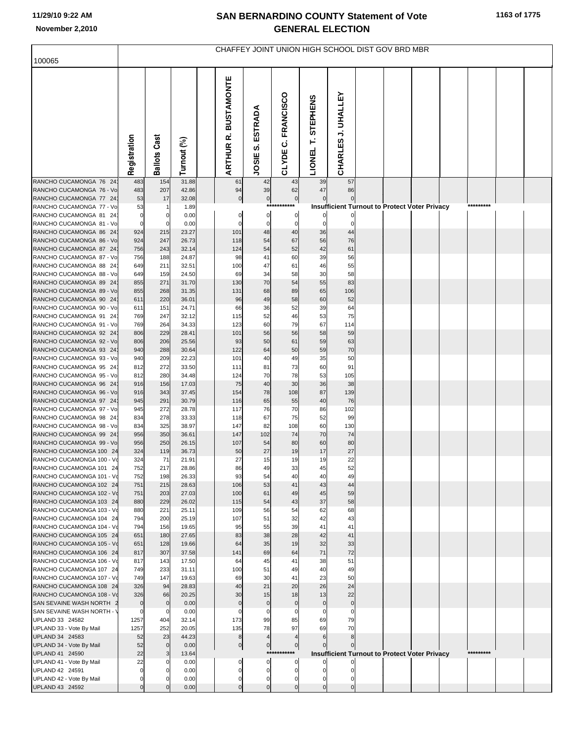# SAN BERNARDINO COUNTY Statement of Vote
## GENERAL ELECTION

November 2,2010

100065

CHAFFEY JOINT UNION HIGH SCHOOL DIST GOV BRD MBR

| | Registration | Ballots Cast | Turnout (%) | ARTHUR R. BUSTAMONTE | JOSIE S. ESTRADA | CLYDE C. FRANCISCO | LIONEL T. STEPHENS | CHARLES J. UHALLEY |
|---|---|---|---|---|---|---|---|---|
| RANCHO CUCAMONGA 76 24 | 483 | 154 | 31.88 | 61 | 42 | 43 | 39 | 57 |
| RANCHO CUCAMONGA 76 - Vo | 483 | 207 | 42.86 | 94 | 39 | 62 | 47 | 86 |
| RANCHO CUCAMONGA 77 24 | 53 | 17 | 32.08 | 0 | 0 | 0 | 0 | 0 |
| RANCHO CUCAMONGA 77 - Vo | 53 | 1 | 1.89 | *********** Insufficient Turnout to Protect Voter Privacy ********* | | | | |
| RANCHO CUCAMONGA 81 24 | 0 | 0 | 0.00 | 0 | 0 | 0 | 0 | 0 |
| RANCHO CUCAMONGA 81 - Vo | 0 | 0 | 0.00 | 0 | 0 | 0 | 0 | 0 |
| RANCHO CUCAMONGA 86 24 | 924 | 215 | 23.27 | 101 | 48 | 40 | 36 | 44 |
| RANCHO CUCAMONGA 86 - Vo | 924 | 247 | 26.73 | 118 | 54 | 67 | 56 | 76 |
| RANCHO CUCAMONGA 87 24 | 756 | 243 | 32.14 | 124 | 54 | 52 | 42 | 61 |
| RANCHO CUCAMONGA 87 - Vo | 756 | 188 | 24.87 | 98 | 41 | 60 | 39 | 56 |
| RANCHO CUCAMONGA 88 24 | 649 | 211 | 32.51 | 100 | 47 | 61 | 46 | 55 |
| RANCHO CUCAMONGA 88 - Vo | 649 | 159 | 24.50 | 69 | 34 | 58 | 30 | 58 |
| RANCHO CUCAMONGA 89 24 | 855 | 271 | 31.70 | 130 | 70 | 54 | 55 | 83 |
| RANCHO CUCAMONGA 89 - Vo | 855 | 268 | 31.35 | 131 | 68 | 89 | 65 | 106 |
| RANCHO CUCAMONGA 90 24 | 611 | 220 | 36.01 | 96 | 49 | 58 | 60 | 52 |
| RANCHO CUCAMONGA 90 - Vo | 611 | 151 | 24.71 | 66 | 36 | 52 | 39 | 64 |
| RANCHO CUCAMONGA 91 24 | 769 | 247 | 32.12 | 115 | 52 | 46 | 53 | 75 |
| RANCHO CUCAMONGA 91 - Vo | 769 | 264 | 34.33 | 123 | 60 | 79 | 67 | 114 |
| RANCHO CUCAMONGA 92 24 | 806 | 229 | 28.41 | 101 | 56 | 56 | 58 | 59 |
| RANCHO CUCAMONGA 92 - Vo | 806 | 206 | 25.56 | 93 | 50 | 61 | 59 | 63 |
| RANCHO CUCAMONGA 93 24 | 940 | 288 | 30.64 | 122 | 64 | 50 | 59 | 70 |
| RANCHO CUCAMONGA 93 - Vo | 940 | 209 | 22.23 | 101 | 40 | 49 | 35 | 50 |
| RANCHO CUCAMONGA 95 24 | 812 | 272 | 33.50 | 111 | 81 | 73 | 60 | 91 |
| RANCHO CUCAMONGA 95 - Vo | 812 | 280 | 34.48 | 124 | 70 | 78 | 53 | 105 |
| RANCHO CUCAMONGA 96 24 | 916 | 156 | 17.03 | 75 | 40 | 30 | 36 | 38 |
| RANCHO CUCAMONGA 96 - Vo | 916 | 343 | 37.45 | 154 | 78 | 108 | 87 | 139 |
| RANCHO CUCAMONGA 97 24 | 945 | 291 | 30.79 | 116 | 65 | 55 | 40 | 76 |
| RANCHO CUCAMONGA 97 - Vo | 945 | 272 | 28.78 | 117 | 76 | 70 | 86 | 102 |
| RANCHO CUCAMONGA 98 24 | 834 | 278 | 33.33 | 118 | 67 | 75 | 52 | 99 |
| RANCHO CUCAMONGA 98 - Vo | 834 | 325 | 38.97 | 147 | 82 | 108 | 60 | 130 |
| RANCHO CUCAMONGA 99 24 | 956 | 350 | 36.61 | 147 | 102 | 74 | 70 | 74 |
| RANCHO CUCAMONGA 99 - Vo | 956 | 250 | 26.15 | 107 | 54 | 80 | 60 | 80 |
| RANCHO CUCAMONGA 100 24 | 324 | 119 | 36.73 | 50 | 27 | 19 | 17 | 27 |
| RANCHO CUCAMONGA 100 - Vo | 324 | 71 | 21.91 | 27 | 15 | 19 | 19 | 22 |
| RANCHO CUCAMONGA 101 24 | 752 | 217 | 28.86 | 86 | 49 | 33 | 45 | 52 |
| RANCHO CUCAMONGA 101 - Vo | 752 | 198 | 26.33 | 93 | 54 | 40 | 40 | 49 |
| RANCHO CUCAMONGA 102 24 | 751 | 215 | 28.63 | 106 | 53 | 41 | 43 | 44 |
| RANCHO CUCAMONGA 102 - Vo | 751 | 203 | 27.03 | 100 | 61 | 49 | 45 | 59 |
| RANCHO CUCAMONGA 103 24 | 880 | 229 | 26.02 | 115 | 54 | 43 | 37 | 58 |
| RANCHO CUCAMONGA 103 - Vo | 880 | 221 | 25.11 | 109 | 56 | 54 | 62 | 68 |
| RANCHO CUCAMONGA 104 24 | 794 | 200 | 25.19 | 107 | 51 | 32 | 42 | 43 |
| RANCHO CUCAMONGA 104 - Vo | 794 | 156 | 19.65 | 95 | 55 | 39 | 41 | 41 |
| RANCHO CUCAMONGA 105 24 | 651 | 180 | 27.65 | 83 | 38 | 28 | 42 | 41 |
| RANCHO CUCAMONGA 105 - Vo | 651 | 128 | 19.66 | 64 | 35 | 19 | 32 | 33 |
| RANCHO CUCAMONGA 106 24 | 817 | 307 | 37.58 | 141 | 69 | 64 | 71 | 72 |
| RANCHO CUCAMONGA 106 - Vo | 817 | 143 | 17.50 | 64 | 45 | 41 | 38 | 51 |
| RANCHO CUCAMONGA 107 24 | 749 | 233 | 31.11 | 100 | 51 | 49 | 40 | 49 |
| RANCHO CUCAMONGA 107 - Vo | 749 | 147 | 19.63 | 69 | 30 | 41 | 23 | 50 |
| RANCHO CUCAMONGA 108 24 | 326 | 94 | 28.83 | 40 | 21 | 20 | 26 | 24 |
| RANCHO CUCAMONGA 108 - Vo | 326 | 66 | 20.25 | 30 | 15 | 18 | 13 | 22 |
| SAN SEVAINE WASH NORTH 2 | 0 | 0 | 0.00 | 0 | 0 | 0 | 0 | 0 |
| SAN SEVAINE WASH NORTH - V | 0 | 0 | 0.00 | 0 | 0 | 0 | 0 | 0 |
| UPLAND 33 24582 | 1257 | 404 | 32.14 | 173 | 99 | 85 | 69 | 79 |
| UPLAND 33 - Vote By Mail | 1257 | 252 | 20.05 | 135 | 78 | 97 | 69 | 70 |
| UPLAND 34 24583 | 52 | 23 | 44.23 | 8 | 4 | 4 | 6 | 8 |
| UPLAND 34 - Vote By Mail | 52 | 0 | 0.00 | 0 | 0 | 0 | 0 | 0 |
| UPLAND 41 24590 | 22 | 3 | 13.64 | *********** Insufficient Turnout to Protect Voter Privacy ********* | | | | |
| UPLAND 41 - Vote By Mail | 22 | 0 | 0.00 | 0 | 0 | 0 | 0 | 0 |
| UPLAND 42 24591 | 0 | 0 | 0.00 | 0 | 0 | 0 | 0 | 0 |
| UPLAND 42 - Vote By Mail | 0 | 0 | 0.00 | 0 | 0 | 0 | 0 | 0 |
| UPLAND 43 24592 | 0 | 0 | 0.00 | 0 | 0 | 0 | 0 | 0 |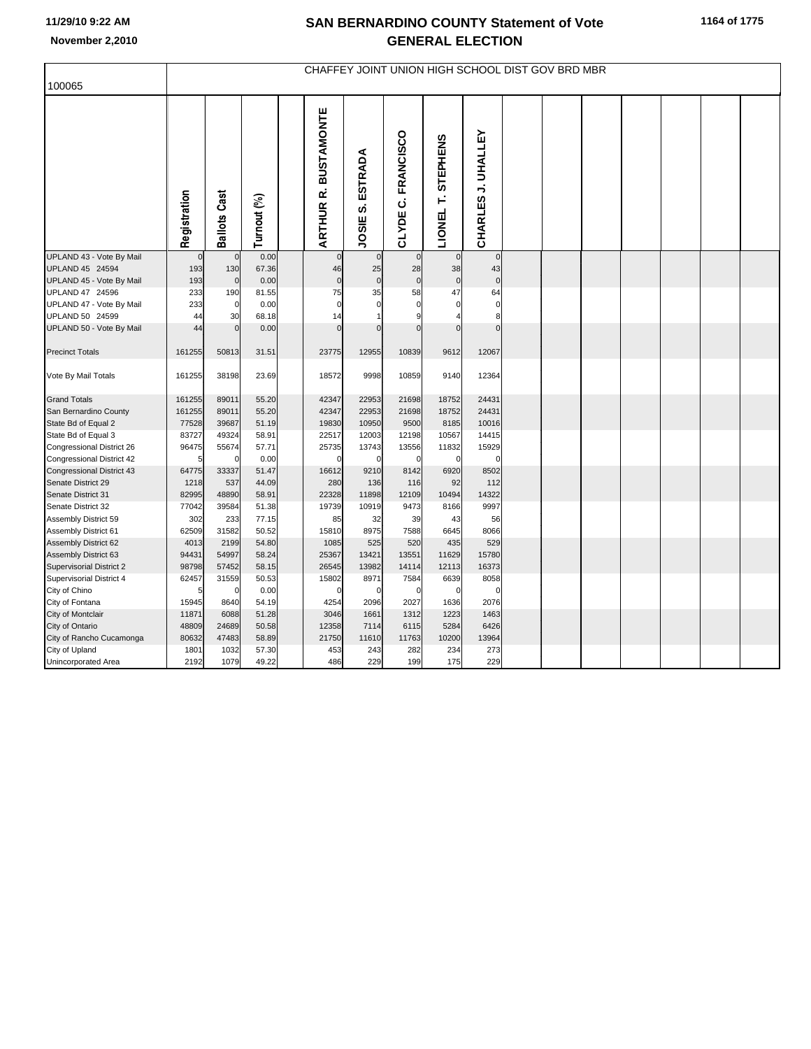## SAN BERNARDINO COUNTY Statement of Vote
## GENERAL ELECTION

11/29/10 9:22 AM
November 2,2010

CHAFFEY JOINT UNION HIGH SCHOOL DIST GOV BRD MBR

| 100065 | Registration | Ballots Cast | Turnout (%) | | ARTHUR R. BUSTAMONTE | JOSIE S. ESTRADA | CLYDE C. FRANCISCO | LIONEL T. STEPHENS | CHARLES J. UHALLEY |
|---|---|---|---|---|---|---|---|---|---|
| UPLAND 43 - Vote By Mail | 0 | 0 | 0.00 | | 0 | 0 | 0 | 0 | 0 |
| UPLAND 45 24594 | 193 | 130 | 67.36 | | 46 | 25 | 28 | 38 | 43 |
| UPLAND 45 - Vote By Mail | 193 | 0 | 0.00 | | 0 | 0 | 0 | 0 | 0 |
| UPLAND 47 24596 | 233 | 190 | 81.55 | | 75 | 35 | 58 | 47 | 64 |
| UPLAND 47 - Vote By Mail | 233 | 0 | 0.00 | | 0 | 0 | 0 | 0 | 0 |
| UPLAND 50 24599 | 44 | 30 | 68.18 | | 14 | 1 | 9 | 4 | 8 |
| UPLAND 50 - Vote By Mail | 44 | 0 | 0.00 | | 0 | 0 | 0 | 0 | 0 |
| Precinct Totals | 161255 | 50813 | 31.51 | | 23775 | 12955 | 10839 | 9612 | 12067 |
| Vote By Mail Totals | 161255 | 38198 | 23.69 | | 18572 | 9998 | 10859 | 9140 | 12364 |
| Grand Totals | 161255 | 89011 | 55.20 | | 42347 | 22953 | 21698 | 18752 | 24431 |
| San Bernardino County | 161255 | 89011 | 55.20 | | 42347 | 22953 | 21698 | 18752 | 24431 |
| State Bd of Equal 2 | 77528 | 39687 | 51.19 | | 19830 | 10950 | 9500 | 8185 | 10016 |
| State Bd of Equal 3 | 83727 | 49324 | 58.91 | | 22517 | 12003 | 12198 | 10567 | 14415 |
| Congressional District 26 | 96475 | 55674 | 57.71 | | 25735 | 13743 | 13556 | 11832 | 15929 |
| Congressional District 42 | 5 | 0 | 0.00 | | 0 | 0 | 0 | 0 | 0 |
| Congressional District 43 | 64775 | 33337 | 51.47 | | 16612 | 9210 | 8142 | 6920 | 8502 |
| Senate District 29 | 1218 | 537 | 44.09 | | 280 | 136 | 116 | 92 | 112 |
| Senate District 31 | 82995 | 48890 | 58.91 | | 22328 | 11898 | 12109 | 10494 | 14322 |
| Senate District 32 | 77042 | 39584 | 51.38 | | 19739 | 10919 | 9473 | 8166 | 9997 |
| Assembly District 59 | 302 | 233 | 77.15 | | 85 | 32 | 39 | 43 | 56 |
| Assembly District 61 | 62509 | 31582 | 50.52 | | 15810 | 8975 | 7588 | 6645 | 8066 |
| Assembly District 62 | 4013 | 2199 | 54.80 | | 1085 | 525 | 520 | 435 | 529 |
| Assembly District 63 | 94431 | 54997 | 58.24 | | 25367 | 13421 | 13551 | 11629 | 15780 |
| Supervisorial District 2 | 98798 | 57452 | 58.15 | | 26545 | 13982 | 14114 | 12113 | 16373 |
| Supervisorial District 4 | 62457 | 31559 | 50.53 | | 15802 | 8971 | 7584 | 6639 | 8058 |
| City of Chino | 5 | 0 | 0.00 | | 0 | 0 | 0 | 0 | 0 |
| City of Fontana | 15945 | 8640 | 54.19 | | 4254 | 2096 | 2027 | 1636 | 2076 |
| City of Montclair | 11871 | 6088 | 51.28 | | 3046 | 1661 | 1312 | 1223 | 1463 |
| City of Ontario | 48809 | 24689 | 50.58 | | 12358 | 7114 | 6115 | 5284 | 6426 |
| City of Rancho Cucamonga | 80632 | 47483 | 58.89 | | 21750 | 11610 | 11763 | 10200 | 13964 |
| City of Upland | 1801 | 1032 | 57.30 | | 453 | 243 | 282 | 234 | 273 |
| Unincorporated Area | 2192 | 1079 | 49.22 | | 486 | 229 | 199 | 175 | 229 |